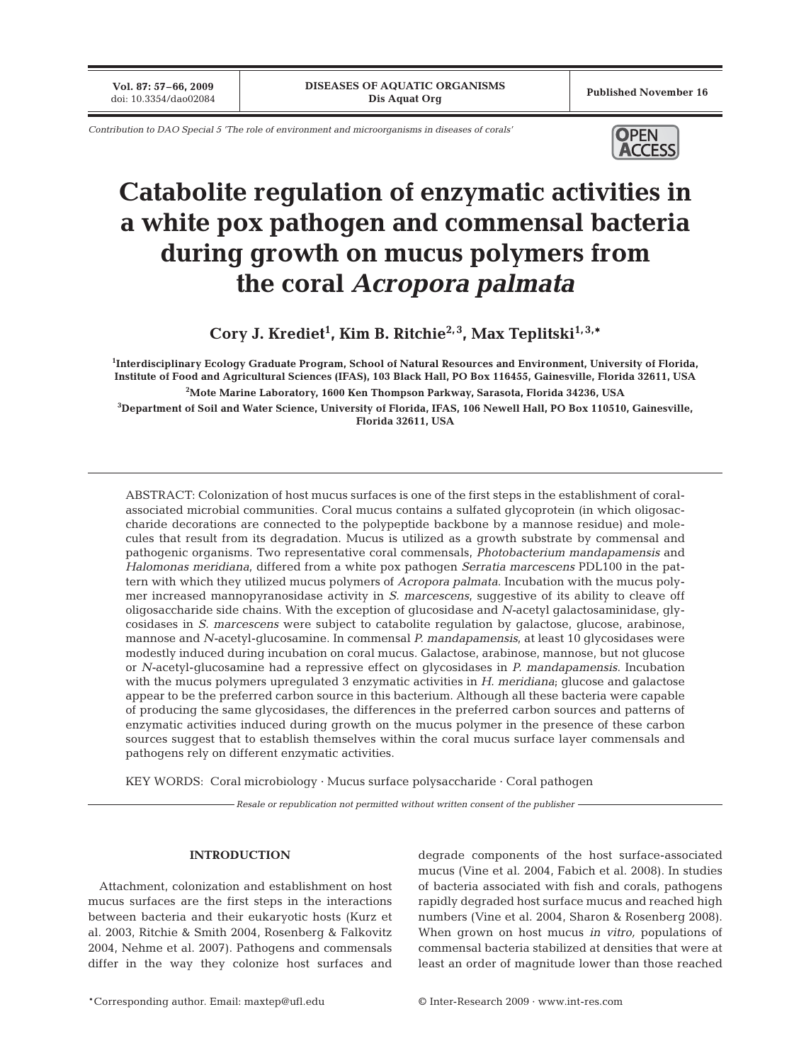Contribution to DAO Special 5 'The role of environment and microorganisms in diseases of corals'

# Catabolite regulation of enzymatic activities in a white pox pathogen and commensal bacteria during growth on mucus polymers from the coral *Acropora palmata*

**Cory J. Krediet[1], Kim B. Ritchie[2,3], Max Teplitski[1,3,*]**

[1]Interdisciplinary Ecology Graduate Program, School of Natural Resources and Environment, University of Florida, Institute of Food and Agricultural Sciences (IFAS), 103 Black Hall, PO Box 116455, Gainesville, Florida 32611, USA

[2]Mote Marine Laboratory, 1600 Ken Thompson Parkway, Sarasota, Florida 34236, USA

[3]Department of Soil and Water Science, University of Florida, IFAS, 106 Newell Hall, PO Box 110510, Gainesville, Florida 32611, USA

ABSTRACT: Colonization of host mucus surfaces is one of the first steps in the establishment of coral-associated microbial communities. Coral mucus contains a sulfated glycoprotein (in which oligosaccharide decorations are connected to the polypeptide backbone by a mannose residue) and molecules that result from its degradation. Mucus is utilized as a growth substrate by commensal and pathogenic organisms. Two representative coral commensals, *Photobacterium mandapamensis* and *Halomonas meridiana*, differed from a white pox pathogen *Serratia marcescens* PDL100 in the pattern with which they utilized mucus polymers of *Acropora palmata*. Incubation with the mucus polymer increased mannopyranosidase activity in *S. marcescens*, suggestive of its ability to cleave off oligosaccharide side chains. With the exception of glucosidase and *N*-acetyl galactosaminidase, glycosidases in *S. marcescens* were subject to catabolite regulation by galactose, glucose, arabinose, mannose and *N*-acetyl-glucosamine. In commensal *P. mandapamensis*, at least 10 glycosidases were modestly induced during incubation on coral mucus. Galactose, arabinose, mannose, but not glucose or *N*-acetyl-glucosamine had a repressive effect on glycosidases in *P. mandapamensis*. Incubation with the mucus polymers upregulated 3 enzymatic activities in *H. meridiana*; glucose and galactose appear to be the preferred carbon source in this bacterium. Although all these bacteria were capable of producing the same glycosidases, the differences in the preferred carbon sources and patterns of enzymatic activities induced during growth on the mucus polymer in the presence of these carbon sources suggest that to establish themselves within the coral mucus surface layer commensals and pathogens rely on different enzymatic activities.

KEY WORDS: Coral microbiology · Mucus surface polysaccharide · Coral pathogen

*Resale or republication not permitted without written consent of the publisher*

## INTRODUCTION

Attachment, colonization and establishment on host mucus surfaces are the first steps in the interactions between bacteria and their eukaryotic hosts (Kurz et al. 2003, Ritchie & Smith 2004, Rosenberg & Falkovitz 2004, Nehme et al. 2007). Pathogens and commensals differ in the way they colonize host surfaces and degrade components of the host surface-associated mucus (Vine et al. 2004, Fabich et al. 2008). In studies of bacteria associated with fish and corals, pathogens rapidly degraded host surface mucus and reached high numbers (Vine et al. 2004, Sharon & Rosenberg 2008). When grown on host mucus *in vitro,* populations of commensal bacteria stabilized at densities that were at least an order of magnitude lower than those reached

*Corresponding author. Email: maxtep@ufl.edu

© Inter-Research 2009 · www.int-res.com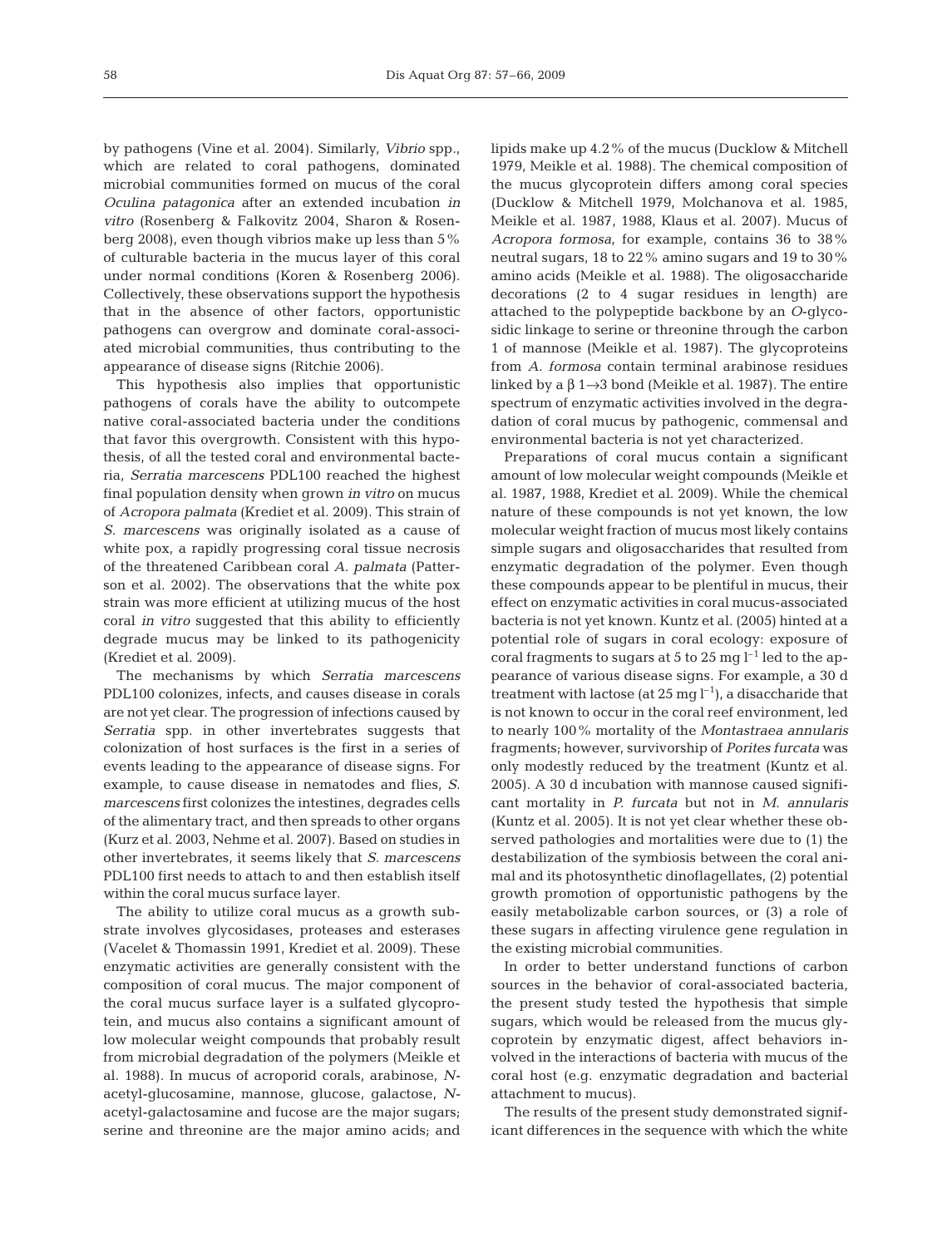by pathogens (Vine et al. 2004). Similarly, *Vibrio* spp., which are related to coral pathogens, dominated microbial communities formed on mucus of the coral *Oculina patagonica* after an extended incubation *in vitro* (Rosenberg & Falkovitz 2004, Sharon & Rosenberg 2008), even though vibrios make up less than 5% of culturable bacteria in the mucus layer of this coral under normal conditions (Koren & Rosenberg 2006). Collectively, these observations support the hypothesis that in the absence of other factors, opportunistic pathogens can overgrow and dominate coral-associated microbial communities, thus contributing to the appearance of disease signs (Ritchie 2006).

This hypothesis also implies that opportunistic pathogens of corals have the ability to outcompete native coral-associated bacteria under the conditions that favor this overgrowth. Consistent with this hypothesis, of all the tested coral and environmental bacteria, *Serratia marcescens* PDL100 reached the highest final population density when grown *in vitro* on mucus of *Acropora palmata* (Krediet et al. 2009). This strain of *S. marcescens* was originally isolated as a cause of white pox, a rapidly progressing coral tissue necrosis of the threatened Caribbean coral *A. palmata* (Patterson et al. 2002). The observations that the white pox strain was more efficient at utilizing mucus of the host coral *in vitro* suggested that this ability to efficiently degrade mucus may be linked to its pathogenicity (Krediet et al. 2009).

The mechanisms by which *Serratia marcescens* PDL100 colonizes, infects, and causes disease in corals are not yet clear. The progression of infections caused by *Serratia* spp. in other invertebrates suggests that colonization of host surfaces is the first in a series of events leading to the appearance of disease signs. For example, to cause disease in nematodes and flies, *S. marcescens* first colonizes the intestines, degrades cells of the alimentary tract, and then spreads to other organs (Kurz et al. 2003, Nehme et al. 2007). Based on studies in other invertebrates, it seems likely that *S. marcescens* PDL100 first needs to attach to and then establish itself within the coral mucus surface layer.

The ability to utilize coral mucus as a growth substrate involves glycosidases, proteases and esterases (Vacelet & Thomassin 1991, Krediet et al. 2009). These enzymatic activities are generally consistent with the composition of coral mucus. The major component of the coral mucus surface layer is a sulfated glycoprotein, and mucus also contains a significant amount of low molecular weight compounds that probably result from microbial degradation of the polymers (Meikle et al. 1988). In mucus of acroporid corals, arabinose, *N*-acetyl-glucosamine, mannose, glucose, galactose, *N*-acetyl-galactosamine and fucose are the major sugars; serine and threonine are the major amino acids; and lipids make up 4.2% of the mucus (Ducklow & Mitchell 1979, Meikle et al. 1988). The chemical composition of the mucus glycoprotein differs among coral species (Ducklow & Mitchell 1979, Molchanova et al. 1985, Meikle et al. 1987, 1988, Klaus et al. 2007). Mucus of *Acropora formosa*, for example, contains 36 to 38% neutral sugars, 18 to 22% amino sugars and 19 to 30% amino acids (Meikle et al. 1988). The oligosaccharide decorations (2 to 4 sugar residues in length) are attached to the polypeptide backbone by an *O*-glycosidic linkage to serine or threonine through the carbon 1 of mannose (Meikle et al. 1987). The glycoproteins from *A. formosa* contain terminal arabinose residues linked by a $\beta$ 1$\rightarrow$3 bond (Meikle et al. 1987). The entire spectrum of enzymatic activities involved in the degradation of coral mucus by pathogenic, commensal and environmental bacteria is not yet characterized.

Preparations of coral mucus contain a significant amount of low molecular weight compounds (Meikle et al. 1987, 1988, Krediet et al. 2009). While the chemical nature of these compounds is not yet known, the low molecular weight fraction of mucus most likely contains simple sugars and oligosaccharides that resulted from enzymatic degradation of the polymer. Even though these compounds appear to be plentiful in mucus, their effect on enzymatic activities in coral mucus-associated bacteria is not yet known. Kuntz et al. (2005) hinted at a potential role of sugars in coral ecology: exposure of coral fragments to sugars at 5 to 25 mg $l^{-1}$ led to the appearance of various disease signs. For example, a 30 d treatment with lactose (at 25 mg $l^{-1}$), a disaccharide that is not known to occur in the coral reef environment, led to nearly 100% mortality of the *Montastraea annularis* fragments; however, survivorship of *Porites furcata* was only modestly reduced by the treatment (Kuntz et al. 2005). A 30 d incubation with mannose caused significant mortality in *P. furcata* but not in *M. annularis* (Kuntz et al. 2005). It is not yet clear whether these observed pathologies and mortalities were due to (1) the destabilization of the symbiosis between the coral animal and its photosynthetic dinoflagellates, (2) potential growth promotion of opportunistic pathogens by the easily metabolizable carbon sources, or (3) a role of these sugars in affecting virulence gene regulation in the existing microbial communities.

In order to better understand functions of carbon sources in the behavior of coral-associated bacteria, the present study tested the hypothesis that simple sugars, which would be released from the mucus glycoprotein by enzymatic digest, affect behaviors involved in the interactions of bacteria with mucus of the coral host (e.g. enzymatic degradation and bacterial attachment to mucus).

The results of the present study demonstrated significant differences in the sequence with which the white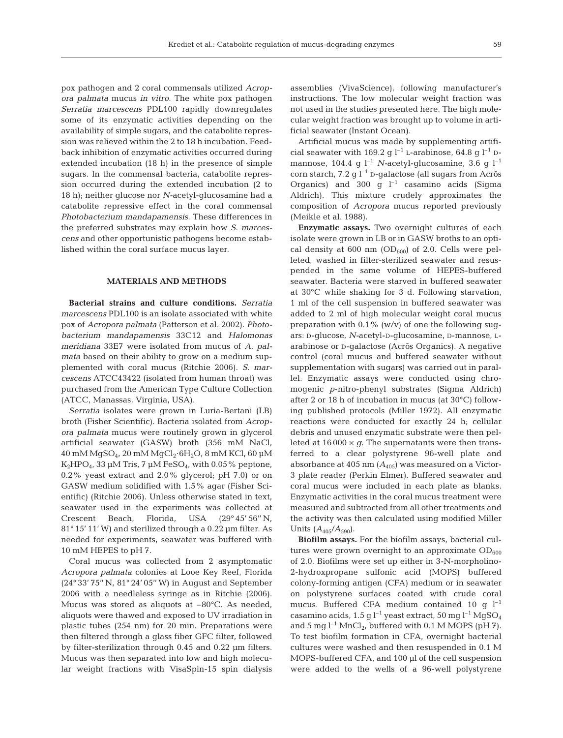pox pathogen and 2 coral commensals utilized *Acropora palmata* mucus *in vitro*. The white pox pathogen *Serratia marcescens* PDL100 rapidly downregulates some of its enzymatic activities depending on the availability of simple sugars, and the catabolite repression was relieved within the 2 to 18 h incubation. Feedback inhibition of enzymatic activities occurred during extended incubation (18 h) in the presence of simple sugars. In the commensal bacteria, catabolite repression occurred during the extended incubation (2 to 18 h); neither glucose nor *N*-acetyl-glucosamine had a catabolite repressive effect in the coral commensal *Photobacterium mandapamensis*. These differences in the preferred substrates may explain how *S. marcescens* and other opportunistic pathogens become established within the coral surface mucus layer.

## MATERIALS AND METHODS

**Bacterial strains and culture conditions.** *Serratia marcescens* PDL100 is an isolate associated with white pox of *Acropora palmata* (Patterson et al. 2002). *Photobacterium mandapamensis* 33C12 and *Halomonas meridiana* 33E7 were isolated from mucus of *A. palmata* based on their ability to grow on a medium supplemented with coral mucus (Ritchie 2006). *S. marcescens* ATCC43422 (isolated from human throat) was purchased from the American Type Culture Collection (ATCC, Manassas, Virginia, USA).

*Serratia* isolates were grown in Luria-Bertani (LB) broth (Fisher Scientific). Bacteria isolated from *Acropora palmata* mucus were routinely grown in glycerol artificial seawater (GASW) broth (356 mM NaCl, 40 mM $MgSO_4$, 20 mM $MgCl_2 \cdot 6H_2O$, 8 mM KCl, 60 µM $K_2HPO_4$, 33 µM Tris, 7 µM $FeSO_4$, with 0.05% peptone, 0.2% yeast extract and 2.0% glycerol; pH 7.0) or on GASW medium solidified with 1.5% agar (Fisher Scientific) (Ritchie 2006). Unless otherwise stated in text, seawater used in the experiments was collected at Crescent Beach, Florida, USA (29° 45′ 56″ N, 81° 15′ 11′ W) and sterilized through a 0.22 µm filter. As needed for experiments, seawater was buffered with 10 mM HEPES to pH 7.

Coral mucus was collected from 2 asymptomatic *Acropora palmata* colonies at Looe Key Reef, Florida (24° 33′ 75″ N, 81° 24′ 05″ W) in August and September 2006 with a needleless syringe as in Ritchie (2006). Mucus was stored as aliquots at –80°C. As needed, aliquots were thawed and exposed to UV irradiation in plastic tubes (254 nm) for 20 min. Preparations were then filtered through a glass fiber GFC filter, followed by filter-sterilization through 0.45 and 0.22 µm filters. Mucus was then separated into low and high molecular weight fractions with VisaSpin-15 spin dialysis assemblies (VivaScience), following manufacturer's instructions. The low molecular weight fraction was not used in the studies presented here. The high molecular weight fraction was brought up to volume in artificial seawater (Instant Ocean).

Artificial mucus was made by supplementing artificial seawater with 169.2 g $l^{-1}$ L-arabinose, 64.8 g $l^{-1}$ D-mannose, 104.4 g $l^{-1}$ *N*-acetyl-glucosamine, 3.6 g $l^{-1}$ corn starch, 7.2 g $l^{-1}$ D-galactose (all sugars from Acrōs Organics) and 300 g $l^{-1}$ casamino acids (Sigma Aldrich). This mixture crudely approximates the composition of *Acropora* mucus reported previously (Meikle et al. 1988).

**Enzymatic assays.** Two overnight cultures of each isolate were grown in LB or in GASW broths to an optical density at 600 nm ($OD_{600}$) of 2.0. Cells were pelleted, washed in filter-sterilized seawater and resuspended in the same volume of HEPES-buffered seawater. Bacteria were starved in buffered seawater at 30°C while shaking for 3 d. Following starvation, 1 ml of the cell suspension in buffered seawater was added to 2 ml of high molecular weight coral mucus preparation with 0.1% (w/v) of one the following sugars: D-glucose, *N*-acetyl-D-glucosamine, D-mannose, L-arabinose or D-galactose (Acrōs Organics). A negative control (coral mucus and buffered seawater without supplementation with sugars) was carried out in parallel. Enzymatic assays were conducted using chromogenic *p*-nitro-phenyl substrates (Sigma Aldrich) after 2 or 18 h of incubation in mucus (at 30°C) following published protocols (Miller 1972). All enzymatic reactions were conducted for exactly 24 h; cellular debris and unused enzymatic substrate were then pelleted at $16\,000 \times g$. The supernatants were then transferred to a clear polystyrene 96-well plate and absorbance at 405 nm ($A_{405}$) was measured on a Victor-3 plate reader (Perkin Elmer). Buffered seawater and coral mucus were included in each plate as blanks. Enzymatic activities in the coral mucus treatment were measured and subtracted from all other treatments and the activity was then calculated using modified Miller Units ($A_{405}/A_{590}$).

**Biofilm assays.** For the biofilm assays, bacterial cultures were grown overnight to an approximate $OD_{600}$ of 2.0. Biofilms were set up either in 3-N-morpholino-2-hydroxpropane sulfonic acid (MOPS) buffered colony-forming antigen (CFA) medium or in seawater on polystyrene surfaces coated with crude coral mucus. Buffered CFA medium contained 10 g $l^{-1}$ casamino acids, 1.5 g $l^{-1}$ yeast extract, 50 mg $l^{-1}$ $MgSO_4$ and 5 mg $l^{-1}$ $MnCl_2$, buffered with 0.1 M MOPS (pH 7). To test biofilm formation in CFA, overnight bacterial cultures were washed and then resuspended in 0.1 M MOPS-buffered CFA, and 100 µl of the cell suspension were added to the wells of a 96-well polystyrene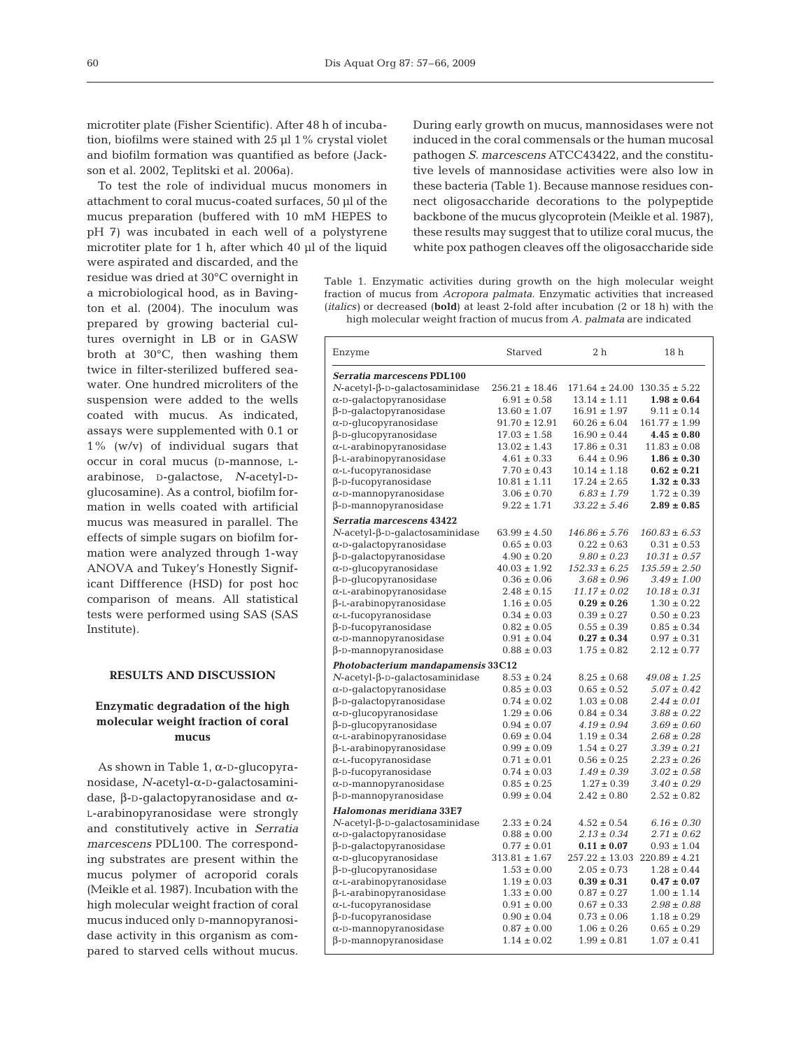microtiter plate (Fisher Scientific). After 48 h of incubation, biofilms were stained with 25 µl 1% crystal violet and biofilm formation was quantified as before (Jackson et al. 2002, Teplitski et al. 2006a).

To test the role of individual mucus monomers in attachment to coral mucus-coated surfaces, 50 µl of the mucus preparation (buffered with 10 mM HEPES to pH 7) was incubated in each well of a polystyrene microtiter plate for 1 h, after which 40 µl of the liquid were aspirated and discarded, and the residue was dried at 30°C overnight in a microbiological hood, as in Bavington et al. (2004). The inoculum was prepared by growing bacterial cultures overnight in LB or in GASW broth at 30°C, then washing them twice in filter-sterilized buffered seawater. One hundred microliters of the suspension were added to the wells coated with mucus. As indicated, assays were supplemented with 0.1 or 1% (w/v) of individual sugars that occur in coral mucus (D-mannose, L-arabinose, D-galactose, *N*-acetyl-D-glucosamine). As a control, biofilm formation in wells coated with artificial mucus was measured in parallel. The effects of simple sugars on biofilm formation were analyzed through 1-way ANOVA and Tukey's Honestly Significant Diffference (HSD) for post hoc comparison of means. All statistical tests were performed using SAS (SAS Institute).

## RESULTS AND DISCUSSION

### Enzymatic degradation of the high molecular weight fraction of coral mucus

As shown in Table 1, α-D-glucopyranosidase, *N*-acetyl-α-D-galactosaminidase, β-D-galactopyranosidase and α-L-arabinopyranosidase were strongly and constitutively active in *Serratia marcescens* PDL100. The corresponding substrates are present within the mucus polymer of acroporid corals (Meikle et al. 1987). Incubation with the high molecular weight fraction of coral mucus induced only D-mannopyranosidase activity in this organism as compared to starved cells without mucus. During early growth on mucus, mannosidases were not induced in the coral commensals or the human mucosal pathogen *S. marcescens* ATCC43422, and the constitutive levels of mannosidase activities were also low in these bacteria (Table 1). Because mannose residues connect oligosaccharide decorations to the polypeptide backbone of the mucus glycoprotein (Meikle et al. 1987), these results may suggest that to utilize coral mucus, the white pox pathogen cleaves off the oligosaccharide side

Table 1. Enzymatic activities during growth on the high molecular weight fraction of mucus from *Acropora palmata*. Enzymatic activities that increased (*italics*) or decreased (**bold**) at least 2-fold after incubation (2 or 18 h) with the high molecular weight fraction of mucus from *A. palmata* are indicated

| Enzyme | Starved | 2 h | 18 h |
|---|---|---|---|
| ***Serratia marcescens* PDL100** | | | |
| *N*-acetyl-β-D-galactosaminidase | 256.21 ± 18.46 | 171.64 ± 24.00 | 130.35 ± 5.22 |
| α-D-galactopyranosidase | 6.91 ± 0.58 | 13.14 ± 1.11 | **1.98 ± 0.64** |
| β-D-galactopyranosidase | 13.60 ± 1.07 | 16.91 ± 1.97 | 9.11 ± 0.14 |
| α-D-glucopyranosidase | 91.70 ± 12.91 | 60.26 ± 6.04 | 161.77 ± 1.99 |
| β-D-glucopyranosidase | 17.03 ± 1.58 | 16.90 ± 0.44 | **4.45 ± 0.80** |
| α-L-arabinopyranosidase | 13.02 ± 1.43 | 17.86 ± 0.31 | 11.83 ± 0.08 |
| β-L-arabinopyranosidase | 4.61 ± 0.33 | 6.44 ± 0.96 | **1.86 ± 0.30** |
| α-L-fucopyranosidase | 7.70 ± 0.43 | 10.14 ± 1.18 | **0.62 ± 0.21** |
| β-D-fucopyranosidase | 10.81 ± 1.11 | 17.24 ± 2.65 | **1.32 ± 0.33** |
| α-D-mannopyranosidase | 3.06 ± 0.70 | *6.83 ± 1.79* | 1.72 ± 0.39 |
| β-D-mannopyranosidase | 9.22 ± 1.71 | *33.22 ± 5.46* | **2.89 ± 0.85** |
| ***Serratia marcescens* 43422** | | | |
| *N*-acetyl-β-D-galactosaminidase | 63.99 ± 4.50 | *146.86 ± 5.76* | *160.83 ± 6.53* |
| α-D-galactopyranosidase | 0.65 ± 0.03 | 0.22 ± 0.63 | 0.31 ± 0.53 |
| β-D-galactopyranosidase | 4.90 ± 0.20 | *9.80 ± 0.23* | *10.31 ± 0.57* |
| α-D-glucopyranosidase | 40.03 ± 1.92 | *152.33 ± 6.25* | *135.59 ± 2.50* |
| β-D-glucopyranosidase | 0.36 ± 0.06 | *3.68 ± 0.96* | *3.49 ± 1.00* |
| α-L-arabinopyranosidase | 2.48 ± 0.15 | *11.17 ± 0.02* | *10.18 ± 0.31* |
| β-L-arabinopyranosidase | 1.16 ± 0.05 | **0.29 ± 0.26** | 1.30 ± 0.22 |
| α-L-fucopyranosidase | 0.34 ± 0.03 | 0.39 ± 0.27 | 0.50 ± 0.23 |
| β-D-fucopyranosidase | 0.82 ± 0.05 | 0.55 ± 0.39 | 0.85 ± 0.34 |
| α-D-mannopyranosidase | 0.91 ± 0.04 | **0.27 ± 0.34** | 0.97 ± 0.31 |
| β-D-mannopyranosidase | 0.88 ± 0.03 | 1.75 ± 0.82 | 2.12 ± 0.77 |
| ***Photobacterium mandapamensis* 33C12** | | | |
| *N*-acetyl-β-D-galactosaminidase | 8.53 ± 0.24 | 8.25 ± 0.68 | *49.08 ± 1.25* |
| α-D-galactopyranosidase | 0.85 ± 0.03 | 0.65 ± 0.52 | *5.07 ± 0.42* |
| β-D-galactopyranosidase | 0.74 ± 0.02 | 1.03 ± 0.08 | *2.44 ± 0.01* |
| α-D-glucopyranosidase | 1.29 ± 0.06 | 0.84 ± 0.34 | *3.88 ± 0.22* |
| β-D-glucopyranosidase | 0.94 ± 0.07 | *4.19 ± 0.94* | *3.69 ± 0.60* |
| α-L-arabinopyranosidase | 0.69 ± 0.04 | 1.19 ± 0.34 | *2.68 ± 0.28* |
| β-L-arabinopyranosidase | 0.99 ± 0.09 | 1.54 ± 0.27 | *3.39 ± 0.21* |
| α-L-fucopyranosidase | 0.71 ± 0.01 | 0.56 ± 0.25 | *2.23 ± 0.26* |
| β-D-fucopyranosidase | 0.74 ± 0.03 | *1.49 ± 0.39* | *3.02 ± 0.58* |
| α-D-mannopyranosidase | 0.85 ± 0.25 | 1.27 ± 0.39 | *3.40 ± 0.29* |
| β-D-mannopyranosidase | 0.99 ± 0.04 | 2.42 ± 0.80 | 2.52 ± 0.82 |
| ***Halomonas meridiana* 33E7** | | | |
| *N*-acetyl-β-D-galactosaminidase | 2.33 ± 0.24 | 4.52 ± 0.54 | *6.16 ± 0.30* |
| α-D-galactopyranosidase | 0.88 ± 0.00 | *2.13 ± 0.34* | *2.71 ± 0.62* |
| β-D-galactopyranosidase | 0.77 ± 0.01 | **0.11 ± 0.07** | 0.93 ± 1.04 |
| α-D-glucopyranosidase | 313.81 ± 1.67 | 257.22 ± 13.03 | 220.89 ± 4.21 |
| β-D-glucopyranosidase | 1.53 ± 0.00 | 2.05 ± 0.73 | 1.28 ± 0.44 |
| α-L-arabinopyranosidase | 1.19 ± 0.03 | **0.39 ± 0.31** | **0.47 ± 0.07** |
| β-L-arabinopyranosidase | 1.33 ± 0.00 | 0.87 ± 0.27 | 1.00 ± 1.14 |
| α-L-fucopyranosidase | 0.91 ± 0.00 | 0.67 ± 0.33 | *2.98 ± 0.88* |
| β-D-fucopyranosidase | 0.90 ± 0.04 | 0.73 ± 0.06 | 1.18 ± 0.29 |
| α-D-mannopyranosidase | 0.87 ± 0.00 | 1.06 ± 0.26 | 0.65 ± 0.29 |
| β-D-mannopyranosidase | 1.14 ± 0.02 | 1.99 ± 0.81 | 1.07 ± 0.41 |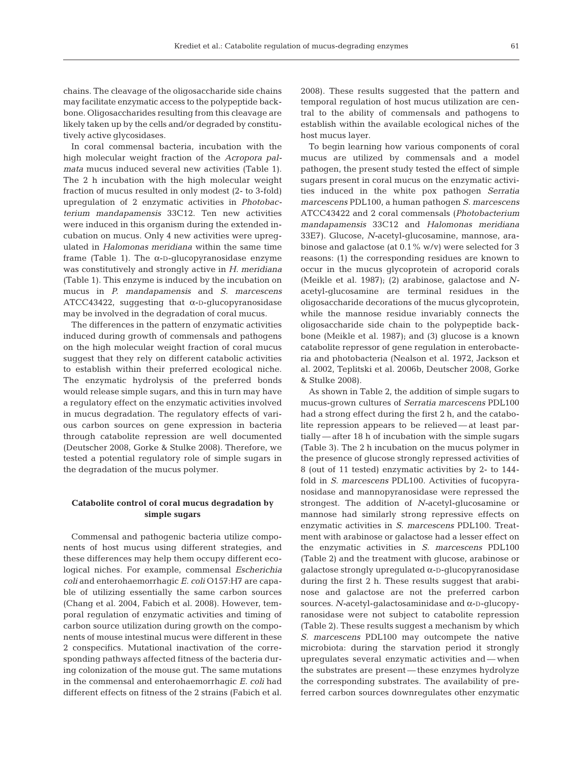chains. The cleavage of the oligosaccharide side chains may facilitate enzymatic access to the polypeptide backbone. Oligosaccharides resulting from this cleavage are likely taken up by the cells and/or degraded by constitutively active glycosidases.

In coral commensal bacteria, incubation with the high molecular weight fraction of the *Acropora palmata* mucus induced several new activities (Table 1). The 2 h incubation with the high molecular weight fraction of mucus resulted in only modest (2- to 3-fold) upregulation of 2 enzymatic activities in *Photobacterium mandapamensis* 33C12. Ten new activities were induced in this organism during the extended incubation on mucus. Only 4 new activities were upregulated in *Halomonas meridiana* within the same time frame (Table 1). The α-D-glucopyranosidase enzyme was constitutively and strongly active in *H. meridiana* (Table 1). This enzyme is induced by the incubation on mucus in *P. mandapamensis* and *S. marcescens* ATCC43422, suggesting that α-D-glucopyranosidase may be involved in the degradation of coral mucus.

The differences in the pattern of enzymatic activities induced during growth of commensals and pathogens on the high molecular weight fraction of coral mucus suggest that they rely on different catabolic activities to establish within their preferred ecological niche. The enzymatic hydrolysis of the preferred bonds would release simple sugars, and this in turn may have a regulatory effect on the enzymatic activities involved in mucus degradation. The regulatory effects of various carbon sources on gene expression in bacteria through catabolite repression are well documented (Deutscher 2008, Gorke & Stulke 2008). Therefore, we tested a potential regulatory role of simple sugars in the degradation of the mucus polymer.

### Catabolite control of coral mucus degradation by simple sugars

Commensal and pathogenic bacteria utilize components of host mucus using different strategies, and these differences may help them occupy different ecological niches. For example, commensal *Escherichia coli* and enterohaemorrhagic *E. coli* O157:H7 are capable of utilizing essentially the same carbon sources (Chang et al. 2004, Fabich et al. 2008). However, temporal regulation of enzymatic activities and timing of carbon source utilization during growth on the components of mouse intestinal mucus were different in these 2 conspecifics. Mutational inactivation of the corresponding pathways affected fitness of the bacteria during colonization of the mouse gut. The same mutations in the commensal and enterohaemorrhagic *E. coli* had different effects on fitness of the 2 strains (Fabich et al. 2008). These results suggested that the pattern and temporal regulation of host mucus utilization are central to the ability of commensals and pathogens to establish within the available ecological niches of the host mucus layer.

To begin learning how various components of coral mucus are utilized by commensals and a model pathogen, the present study tested the effect of simple sugars present in coral mucus on the enzymatic activities induced in the white pox pathogen *Serratia marcescens* PDL100, a human pathogen *S. marcescens* ATCC43422 and 2 coral commensals (*Photobacterium mandapamensis* 33C12 and *Halomonas meridiana* 33E7). Glucose, *N*-acetyl-glucosamine, mannose, arabinose and galactose (at 0.1% w/v) were selected for 3 reasons: (1) the corresponding residues are known to occur in the mucus glycoprotein of acroporid corals (Meikle et al. 1987); (2) arabinose, galactose and *N*-acetyl-glucosamine are terminal residues in the oligosaccharide decorations of the mucus glycoprotein, while the mannose residue invariably connects the oligosaccharide side chain to the polypeptide backbone (Meikle et al. 1987); and (3) glucose is a known catabolite repressor of gene regulation in enterobacteria and photobacteria (Nealson et al. 1972, Jackson et al. 2002, Teplitski et al. 2006b, Deutscher 2008, Gorke & Stulke 2008).

As shown in Table 2, the addition of simple sugars to mucus-grown cultures of *Serratia marcescens* PDL100 had a strong effect during the first 2 h, and the catabolite repression appears to be relieved — at least partially — after 18 h of incubation with the simple sugars (Table 3). The 2 h incubation on the mucus polymer in the presence of glucose strongly repressed activities of 8 (out of 11 tested) enzymatic activities by 2- to 144-fold in *S. marcescens* PDL100. Activities of fucopyranosidase and mannopyranosidase were repressed the strongest. The addition of *N*-acetyl-glucosamine or mannose had similarly strong repressive effects on enzymatic activities in *S. marcescens* PDL100. Treatment with arabinose or galactose had a lesser effect on the enzymatic activities in *S. marcescens* PDL100 (Table 2) and the treatment with glucose, arabinose or galactose strongly upregulated α-D-glucopyranosidase during the first 2 h. These results suggest that arabinose and galactose are not the preferred carbon sources. *N*-acetyl-galactosaminidase and α-D-glucopyranosidase were not subject to catabolite repression (Table 2). These results suggest a mechanism by which *S. marcescens* PDL100 may outcompete the native microbiota: during the starvation period it strongly upregulates several enzymatic activities and — when the substrates are present — these enzymes hydrolyze the corresponding substrates. The availability of preferred carbon sources downregulates other enzymatic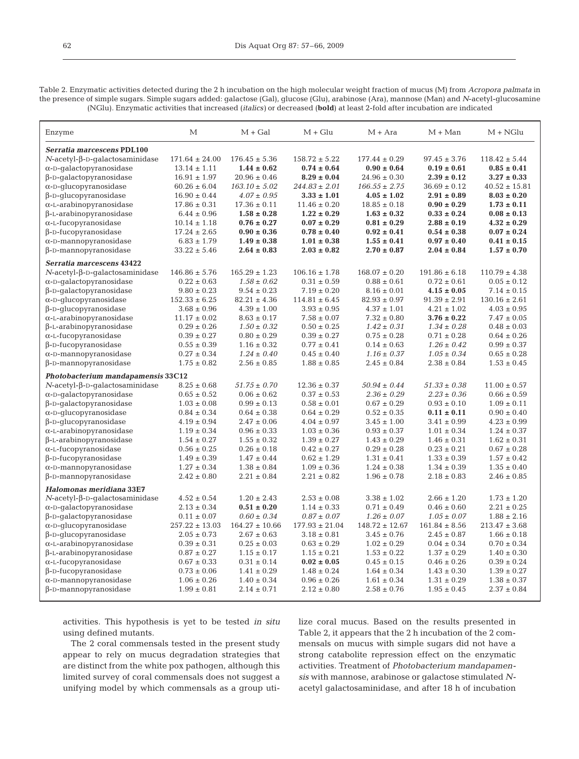Table 2. Enzymatic activities detected during the 2 h incubation on the high molecular weight fraction of mucus (M) from *Acropora palmata* in the presence of simple sugars. Simple sugars added: galactose (Gal), glucose (Glu), arabinose (Ara), mannose (Man) and *N*-acetyl-glucosamine (NGlu). Enzymatic activities that increased (*italics*) or decreased (**bold**) at least 2-fold after incubation are indicated

| Enzyme | M | M + Gal | M + Glu | M + Ara | M + Man | M + NGlu |
|---|---|---|---|---|---|---|
| ***Serratia marcescens* PDL100** | | | | | | |
| *N*-acetyl-β-D-galactosaminidase | 171.64 ± 24.00 | 176.45 ± 5.36 | 158.72 ± 5.22 | 177.44 ± 0.29 | 97.45 ± 3.76 | 118.42 ± 5.44 |
| α-D-galactopyranosidase | 13.14 ± 1.11 | **1.44 ± 0.62** | **0.74 ± 0.64** | **0.90 ± 0.64** | **0.19 ± 0.61** | **0.85 ± 0.41** |
| β-D-galactopyranosidase | 16.91 ± 1.97 | 20.96 ± 0.46 | **8.29 ± 0.04** | 24.96 ± 0.30 | **2.39 ± 0.12** | **3.27 ± 0.33** |
| α-D-glucopyranosidase | 60.26 ± 6.04 | *163.10 ± 5.02* | *244.83 ± 2.01* | *166.55 ± 2.75* | 36.69 ± 0.12 | 40.52 ± 15.81 |
| β-D-glucopyranosidase | 16.90 ± 0.44 | *4.07 ± 0.95* | **3.33 ± 1.01** | **4.05 ± 1.02** | **2.91 ± 0.89** | **8.03 ± 0.20** |
| α-L-arabinopyranosidase | 17.86 ± 0.31 | 17.36 ± 0.11 | 11.46 ± 0.20 | 18.85 ± 0.18 | **0.90 ± 0.29** | **1.73 ± 0.11** |
| β-L-arabinopyranosidase | 6.44 ± 0.96 | **1.58 ± 0.28** | **1.22 ± 0.29** | **1.63 ± 0.32** | **0.33 ± 0.24** | **0.08 ± 0.13** |
| α-L-fucopyranosidase | 10.14 ± 1.18 | **0.76 ± 0.27** | **0.07 ± 0.29** | **0.81 ± 0.29** | **2.88 ± 0.19** | **4.32 ± 0.29** |
| β-D-fucopyranosidase | 17.24 ± 2.65 | **0.90 ± 0.36** | **0.78 ± 0.40** | **0.92 ± 0.41** | **0.54 ± 0.38** | **0.07 ± 0.24** |
| α-D-mannopyranosidase | 6.83 ± 1.79 | **1.49 ± 0.38** | **1.01 ± 0.38** | **1.55 ± 0.41** | **0.97 ± 0.40** | **0.41 ± 0.15** |
| β-D-mannopyranosidase | 33.22 ± 5.46 | **2.64 ± 0.83** | **2.03 ± 0.82** | **2.70 ± 0.87** | **2.04 ± 0.84** | **1.57 ± 0.70** |
| ***Serratia marcescens* 43422** | | | | | | |
| *N*-acetyl-β-D-galactosaminidase | 146.86 ± 5.76 | 165.29 ± 1.23 | 106.16 ± 1.78 | 168.07 ± 0.20 | 191.86 ± 6.18 | 110.79 ± 4.38 |
| α-D-galactopyranosidase | 0.22 ± 0.63 | *1.58 ± 0.62* | 0.31 ± 0.59 | 0.88 ± 0.61 | 0.72 ± 0.61 | 0.05 ± 0.12 |
| β-D-galactopyranosidase | 9.80 ± 0.23 | 9.54 ± 0.23 | 7.19 ± 0.20 | 8.16 ± 0.01 | **4.15 ± 0.05** | 7.14 ± 0.15 |
| α-D-glucopyranosidase | 152.33 ± 6.25 | 82.21 ± 4.36 | 114.81 ± 6.45 | 82.93 ± 0.97 | 91.39 ± 2.91 | 130.16 ± 2.61 |
| β-D-glucopyranosidase | 3.68 ± 0.96 | 4.39 ± 1.00 | 3.93 ± 0.95 | 4.37 ± 1.01 | 4.21 ± 1.02 | 4.03 ± 0.95 |
| α-L-arabinopyranosidase | 11.17 ± 0.02 | 8.63 ± 0.17 | 7.58 ± 0.07 | 7.32 ± 0.80 | **3.76 ± 0.22** | 7.47 ± 0.05 |
| β-L-arabinopyranosidase | 0.29 ± 0.26 | *1.50 ± 0.32* | 0.50 ± 0.25 | *1.42 ± 0.31* | *1.34 ± 0.28* | 0.48 ± 0.03 |
| α-L-fucopyranosidase | 0.39 ± 0.27 | 0.80 ± 0.29 | 0.39 ± 0.27 | 0.75 ± 0.28 | 0.71 ± 0.28 | 0.64 ± 0.26 |
| β-D-fucopyranosidase | 0.55 ± 0.39 | 1.16 ± 0.32 | 0.77 ± 0.41 | 0.14 ± 0.63 | *1.26 ± 0.42* | 0.99 ± 0.37 |
| α-D-mannopyranosidase | 0.27 ± 0.34 | *1.24 ± 0.40* | 0.45 ± 0.40 | *1.16 ± 0.37* | *1.05 ± 0.34* | 0.65 ± 0.28 |
| β-D-mannopyranosidase | 1.75 ± 0.82 | 2.56 ± 0.85 | 1.88 ± 0.85 | 2.45 ± 0.84 | 2.38 ± 0.84 | 1.53 ± 0.45 |
| ***Photobacterium mandapamensis* 33C12** | | | | | | |
| *N*-acetyl-β-D-galactosaminidase | 8.25 ± 0.68 | *51.75 ± 0.70* | 12.36 ± 0.37 | *50.94 ± 0.44* | *51.33 ± 0.38* | 11.00 ± 0.57 |
| α-D-galactopyranosidase | 0.65 ± 0.52 | 0.06 ± 0.62 | 0.37 ± 0.53 | *2.36 ± 0.29* | *2.23 ± 0.36* | 0.66 ± 0.59 |
| β-D-galactopyranosidase | 1.03 ± 0.08 | 0.99 ± 0.13 | 0.58 ± 0.01 | 0.67 ± 0.29 | 0.93 ± 0.10 | 1.09 ± 0.11 |
| α-D-glucopyranosidase | 0.84 ± 0.34 | 0.64 ± 0.38 | 0.64 ± 0.29 | 0.52 ± 0.35 | **0.11 ± 0.11** | 0.90 ± 0.40 |
| β-D-glucopyranosidase | 4.19 ± 0.94 | 2.47 ± 0.06 | 4.04 ± 0.97 | 3.45 ± 1.00 | 3.41 ± 0.99 | 4.23 ± 0.99 |
| α-L-arabinopyranosidase | 1.19 ± 0.34 | 0.96 ± 0.33 | 1.03 ± 0.36 | 0.93 ± 0.37 | 1.01 ± 0.34 | 1.24 ± 0.37 |
| β-L-arabinopyranosidase | 1.54 ± 0.27 | 1.55 ± 0.32 | 1.39 ± 0.27 | 1.43 ± 0.29 | 1.46 ± 0.31 | 1.62 ± 0.31 |
| α-L-fucopyranosidase | 0.56 ± 0.25 | 0.26 ± 0.18 | 0.42 ± 0.27 | 0.29 ± 0.28 | 0.23 ± 0.21 | 0.67 ± 0.28 |
| β-D-fucopyranosidase | 1.49 ± 0.39 | 1.47 ± 0.44 | 0.62 ± 1.29 | 1.31 ± 0.41 | 1.33 ± 0.39 | 1.57 ± 0.42 |
| α-D-mannopyranosidase | 1.27 ± 0.34 | 1.38 ± 0.84 | 1.09 ± 0.36 | 1.24 ± 0.38 | 1.34 ± 0.39 | 1.35 ± 0.40 |
| β-D-mannopyranosidase | 2.42 ± 0.80 | 2.21 ± 0.84 | 2.21 ± 0.82 | 1.96 ± 0.78 | 2.18 ± 0.83 | 2.46 ± 0.85 |
| ***Halomonas meridiana* 33E7** | | | | | | |
| *N*-acetyl-β-D-galactosaminidase | 4.52 ± 0.54 | 1.20 ± 2.43 | 2.53 ± 0.08 | 3.38 ± 1.02 | 2.66 ± 1.20 | 1.73 ± 1.20 |
| α-D-galactopyranosidase | 2.13 ± 0.34 | **0.51 ± 0.20** | 1.14 ± 0.33 | 0.71 ± 0.49 | 0.46 ± 0.60 | 2.21 ± 0.25 |
| β-D-galactopyranosidase | 0.11 ± 0.07 | *0.60 ± 0.34* | *0.87 ± 0.07* | *1.26 ± 0.07* | *1.05 ± 0.07* | 1.88 ± 2.16 |
| α-D-glucopyranosidase | 257.22 ± 13.03 | 164.27 ± 10.66 | 177.93 ± 21.04 | 148.72 ± 12.67 | 161.84 ± 8.56 | 213.47 ± 3.68 |
| β-D-glucopyranosidase | 2.05 ± 0.73 | 2.67 ± 0.63 | 3.18 ± 0.81 | 3.45 ± 0.76 | 2.45 ± 0.87 | 1.66 ± 0.18 |
| α-L-arabinopyranosidase | 0.39 ± 0.31 | 0.25 ± 0.03 | 0.63 ± 0.29 | 1.02 ± 0.29 | 0.04 ± 0.34 | 0.70 ± 0.34 |
| β-L-arabinopyranosidase | 0.87 ± 0.27 | 1.15 ± 0.17 | 1.15 ± 0.21 | 1.53 ± 0.22 | 1.37 ± 0.29 | 1.40 ± 0.30 |
| α-L-fucopyranosidase | 0.67 ± 0.33 | 0.31 ± 0.14 | **0.02 ± 0.05** | 0.45 ± 0.15 | 0.46 ± 0.26 | 0.39 ± 0.24 |
| β-D-fucopyranosidase | 0.73 ± 0.06 | 1.41 ± 0.29 | 1.48 ± 0.24 | 1.64 ± 0.34 | 1.43 ± 0.30 | 1.39 ± 0.27 |
| α-D-mannopyranosidase | 1.06 ± 0.26 | 1.40 ± 0.34 | 0.96 ± 0.26 | 1.61 ± 0.34 | 1.31 ± 0.29 | 1.38 ± 0.37 |
| β-D-mannopyranosidase | 1.99 ± 0.81 | 2.14 ± 0.71 | 2.12 ± 0.80 | 2.58 ± 0.76 | 1.95 ± 0.45 | 2.37 ± 0.84 |

activities. This hypothesis is yet to be tested *in situ* using defined mutants.

The 2 coral commensals tested in the present study appear to rely on mucus degradation strategies that are distinct from the white pox pathogen, although this limited survey of coral commensals does not suggest a unifying model by which commensals as a group utilize coral mucus. Based on the results presented in Table 2, it appears that the 2 h incubation of the 2 commensals on mucus with simple sugars did not have a strong catabolite repression effect on the enzymatic activities. Treatment of *Photobacterium mandapamensis* with mannose, arabinose or galactose stimulated *N*-acetyl galactosaminidase, and after 18 h of incubation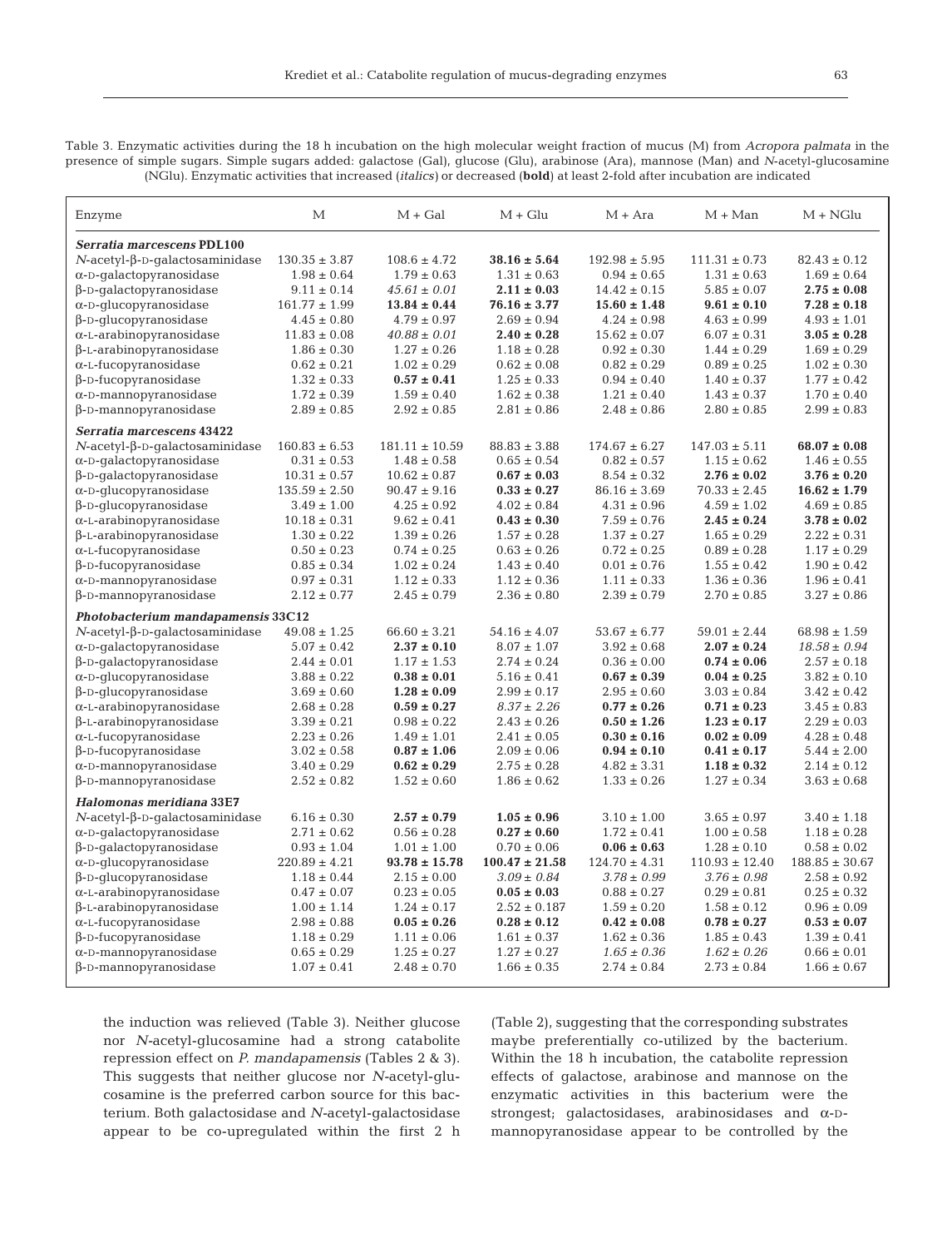Table 3. Enzymatic activities during the 18 h incubation on the high molecular weight fraction of mucus (M) from *Acropora palmata* in the presence of simple sugars. Simple sugars added: galactose (Gal), glucose (Glu), arabinose (Ara), mannose (Man) and *N*-acetyl-glucosamine (NGlu). Enzymatic activities that increased (*italics*) or decreased (**bold**) at least 2-fold after incubation are indicated

| Enzyme | M | M + Gal | M + Glu | M + Ara | M + Man | M + NGlu |
|---|---|---|---|---|---|---|
| ***Serratia marcescens* PDL100** | | | | | | |
| *N*-acetyl-β-D-galactosaminidase | 130.35 ± 3.87 | 108.6 ± 4.72 | **38.16 ± 5.64** | 192.98 ± 5.95 | 111.31 ± 0.73 | 82.43 ± 0.12 |
| α-D-galactopyranosidase | 1.98 ± 0.64 | 1.79 ± 0.63 | 1.31 ± 0.63 | 0.94 ± 0.65 | 1.31 ± 0.63 | 1.69 ± 0.64 |
| β-D-galactopyranosidase | 9.11 ± 0.14 | *45.61 ± 0.01* | **2.11 ± 0.03** | 14.42 ± 0.15 | 5.85 ± 0.07 | **2.75 ± 0.08** |
| α-D-glucopyranosidase | 161.77 ± 1.99 | **13.84 ± 0.44** | **76.16 ± 3.77** | **15.60 ± 1.48** | **9.61 ± 0.10** | **7.28 ± 0.18** |
| β-D-glucopyranosidase | 4.45 ± 0.80 | 4.79 ± 0.97 | 2.69 ± 0.94 | 4.24 ± 0.98 | 4.63 ± 0.99 | 4.93 ± 1.01 |
| α-L-arabinopyranosidase | 11.83 ± 0.08 | *40.88 ± 0.01* | **2.40 ± 0.28** | 15.62 ± 0.07 | 6.07 ± 0.31 | **3.05 ± 0.28** |
| β-L-arabinopyranosidase | 1.86 ± 0.30 | 1.27 ± 0.26 | 1.18 ± 0.28 | 0.92 ± 0.30 | 1.44 ± 0.29 | 1.69 ± 0.29 |
| α-L-fucopyranosidase | 0.62 ± 0.21 | 1.02 ± 0.29 | 0.62 ± 0.08 | 0.82 ± 0.29 | 0.89 ± 0.25 | 1.02 ± 0.30 |
| β-D-fucopyranosidase | 1.32 ± 0.33 | **0.57 ± 0.41** | 1.25 ± 0.33 | 0.94 ± 0.40 | 1.40 ± 0.37 | 1.77 ± 0.42 |
| α-D-mannopyranosidase | 1.72 ± 0.39 | 1.59 ± 0.40 | 1.62 ± 0.38 | 1.21 ± 0.40 | 1.43 ± 0.37 | 1.70 ± 0.40 |
| β-D-mannopyranosidase | 2.89 ± 0.85 | 2.92 ± 0.85 | 2.81 ± 0.86 | 2.48 ± 0.86 | 2.80 ± 0.85 | 2.99 ± 0.83 |
| ***Serratia marcescens* 43422** | | | | | | |
| *N*-acetyl-β-D-galactosaminidase | 160.83 ± 6.53 | 181.11 ± 10.59 | 88.83 ± 3.88 | 174.67 ± 6.27 | 147.03 ± 5.11 | **68.07 ± 0.08** |
| α-D-galactopyranosidase | 0.31 ± 0.53 | 1.48 ± 0.58 | 0.65 ± 0.54 | 0.82 ± 0.57 | 1.15 ± 0.62 | 1.46 ± 0.55 |
| β-D-galactopyranosidase | 10.31 ± 0.57 | 10.62 ± 0.87 | **0.67 ± 0.03** | 8.54 ± 0.32 | **2.76 ± 0.02** | **3.76 ± 0.20** |
| α-D-glucopyranosidase | 135.59 ± 2.50 | 90.47 ± 9.16 | **0.33 ± 0.27** | 86.16 ± 3.69 | 70.33 ± 2.45 | **16.62 ± 1.79** |
| β-D-glucopyranosidase | 3.49 ± 1.00 | 4.25 ± 0.92 | 4.02 ± 0.84 | 4.31 ± 0.96 | 4.59 ± 1.02 | 4.69 ± 0.85 |
| α-L-arabinopyranosidase | 10.18 ± 0.31 | 9.62 ± 0.41 | **0.43 ± 0.30** | 7.59 ± 0.76 | **2.45 ± 0.24** | **3.78 ± 0.02** |
| β-L-arabinopyranosidase | 1.30 ± 0.22 | 1.39 ± 0.26 | 1.57 ± 0.28 | 1.37 ± 0.27 | 1.65 ± 0.29 | 2.22 ± 0.31 |
| α-L-fucopyranosidase | 0.50 ± 0.23 | 0.74 ± 0.25 | 0.63 ± 0.26 | 0.72 ± 0.25 | 0.89 ± 0.28 | 1.17 ± 0.29 |
| β-D-fucopyranosidase | 0.85 ± 0.34 | 1.02 ± 0.24 | 1.43 ± 0.40 | 0.01 ± 0.76 | 1.55 ± 0.42 | 1.90 ± 0.42 |
| α-D-mannopyranosidase | 0.97 ± 0.31 | 1.12 ± 0.33 | 1.12 ± 0.36 | 1.11 ± 0.33 | 1.36 ± 0.36 | 1.96 ± 0.41 |
| β-D-mannopyranosidase | 2.12 ± 0.77 | 2.45 ± 0.79 | 2.36 ± 0.80 | 2.39 ± 0.79 | 2.70 ± 0.85 | 3.27 ± 0.86 |
| ***Photobacterium mandapamensis* 33C12** | | | | | | |
| *N*-acetyl-β-D-galactosaminidase | 49.08 ± 1.25 | 66.60 ± 3.21 | 54.16 ± 4.07 | 53.67 ± 6.77 | 59.01 ± 2.44 | 68.98 ± 1.59 |
| α-D-galactopyranosidase | 5.07 ± 0.42 | **2.37 ± 0.10** | 8.07 ± 1.07 | 3.92 ± 0.68 | **2.07 ± 0.24** | *18.58 ± 0.94* |
| β-D-galactopyranosidase | 2.44 ± 0.01 | 1.17 ± 1.53 | 2.74 ± 0.24 | 0.36 ± 0.00 | **0.74 ± 0.06** | 2.57 ± 0.18 |
| α-D-glucopyranosidase | 3.88 ± 0.22 | **0.38 ± 0.01** | 5.16 ± 0.41 | **0.67 ± 0.39** | **0.04 ± 0.25** | 3.82 ± 0.10 |
| β-D-glucopyranosidase | 3.69 ± 0.60 | **1.28 ± 0.09** | 2.99 ± 0.17 | 2.95 ± 0.60 | 3.03 ± 0.84 | 3.42 ± 0.42 |
| α-L-arabinopyranosidase | 2.68 ± 0.28 | **0.59 ± 0.27** | *8.37 ± 2.26* | **0.77 ± 0.26** | **0.71 ± 0.23** | 3.45 ± 0.83 |
| β-L-arabinopyranosidase | 3.39 ± 0.21 | 0.98 ± 0.22 | 2.43 ± 0.26 | **0.50 ± 1.26** | **1.23 ± 0.17** | 2.29 ± 0.03 |
| α-L-fucopyranosidase | 2.23 ± 0.26 | 1.49 ± 1.01 | 2.41 ± 0.05 | **0.30 ± 0.16** | **0.02 ± 0.09** | 4.28 ± 0.48 |
| β-D-fucopyranosidase | 3.02 ± 0.58 | **0.87 ± 1.06** | 2.09 ± 0.06 | **0.94 ± 0.10** | **0.41 ± 0.17** | 5.44 ± 2.00 |
| α-D-mannopyranosidase | 3.40 ± 0.29 | **0.62 ± 0.29** | 2.75 ± 0.28 | 4.82 ± 3.31 | **1.18 ± 0.32** | 2.14 ± 0.12 |
| β-D-mannopyranosidase | 2.52 ± 0.82 | 1.52 ± 0.60 | 1.86 ± 0.62 | 1.33 ± 0.26 | 1.27 ± 0.34 | 3.63 ± 0.68 |
| ***Halomonas meridiana* 33E7** | | | | | | |
| *N*-acetyl-β-D-galactosaminidase | 6.16 ± 0.30 | **2.57 ± 0.79** | **1.05 ± 0.96** | 3.10 ± 1.00 | 3.65 ± 0.97 | 3.40 ± 1.18 |
| α-D-galactopyranosidase | 2.71 ± 0.62 | 0.56 ± 0.28 | **0.27 ± 0.60** | 1.72 ± 0.41 | 1.00 ± 0.58 | 1.18 ± 0.28 |
| β-D-galactopyranosidase | 0.93 ± 1.04 | 1.01 ± 1.00 | 0.70 ± 0.06 | **0.06 ± 0.63** | 1.28 ± 0.10 | 0.58 ± 0.02 |
| α-D-glucopyranosidase | 220.89 ± 4.21 | **93.78 ± 15.78** | **100.47 ± 21.58** | 124.70 ± 4.31 | 110.93 ± 12.40 | 188.85 ± 30.67 |
| β-D-glucopyranosidase | 1.18 ± 0.44 | 2.15 ± 0.00 | *3.09 ± 0.84* | *3.78 ± 0.99* | *3.76 ± 0.98* | 2.58 ± 0.92 |
| α-L-arabinopyranosidase | 0.47 ± 0.07 | 0.23 ± 0.05 | **0.05 ± 0.03** | 0.88 ± 0.27 | 0.29 ± 0.81 | 0.25 ± 0.32 |
| β-L-arabinopyranosidase | 1.00 ± 1.14 | 1.24 ± 0.17 | 2.52 ± 0.187 | 1.59 ± 0.20 | 1.58 ± 0.12 | 0.96 ± 0.09 |
| α-L-fucopyranosidase | 2.98 ± 0.88 | **0.05 ± 0.26** | **0.28 ± 0.12** | **0.42 ± 0.08** | **0.78 ± 0.27** | **0.53 ± 0.07** |
| β-D-fucopyranosidase | 1.18 ± 0.29 | 1.11 ± 0.06 | 1.61 ± 0.37 | 1.62 ± 0.36 | 1.85 ± 0.43 | 1.39 ± 0.41 |
| α-D-mannopyranosidase | 0.65 ± 0.29 | 1.25 ± 0.27 | 1.27 ± 0.27 | *1.65 ± 0.36* | *1.62 ± 0.26* | 0.66 ± 0.01 |
| β-D-mannopyranosidase | 1.07 ± 0.41 | 2.48 ± 0.70 | 1.66 ± 0.35 | 2.74 ± 0.84 | 2.73 ± 0.84 | 1.66 ± 0.67 |

the induction was relieved (Table 3). Neither glucose nor *N*-acetyl-glucosamine had a strong catabolite repression effect on *P. mandapamensis* (Tables 2 & 3). This suggests that neither glucose nor *N*-acetyl-glucosamine is the preferred carbon source for this bacterium. Both galactosidase and *N*-acetyl-galactosidase appear to be co-upregulated within the first 2 h (Table 2), suggesting that the corresponding substrates maybe preferentially co-utilized by the bacterium. Within the 18 h incubation, the catabolite repression effects of galactose, arabinose and mannose on the enzymatic activities in this bacterium were the strongest; galactosidases, arabinosidases and α-D-mannopyranosidase appear to be controlled by the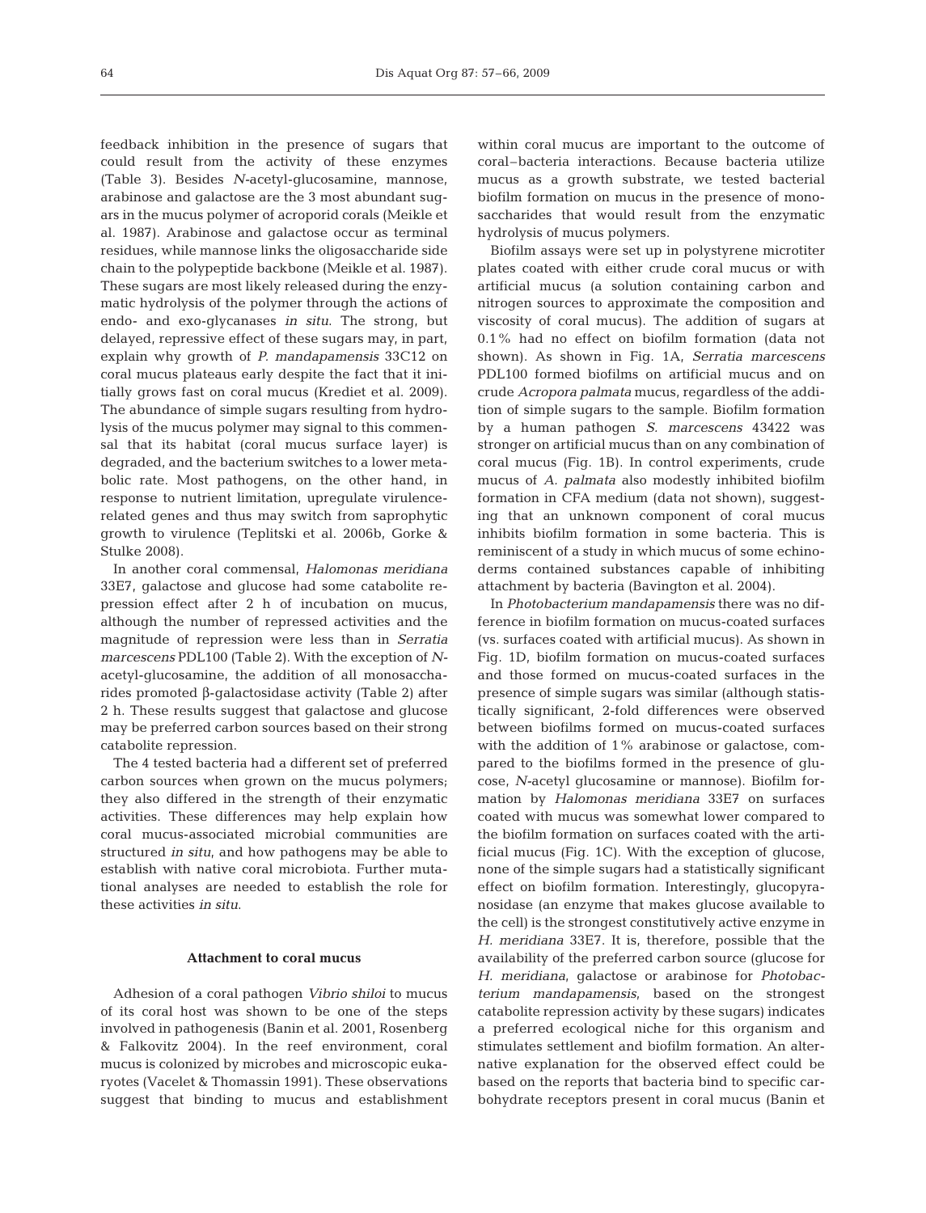feedback inhibition in the presence of sugars that could result from the activity of these enzymes (Table 3). Besides *N*-acetyl-glucosamine, mannose, arabinose and galactose are the 3 most abundant sugars in the mucus polymer of acroporid corals (Meikle et al. 1987). Arabinose and galactose occur as terminal residues, while mannose links the oligosaccharide side chain to the polypeptide backbone (Meikle et al. 1987). These sugars are most likely released during the enzymatic hydrolysis of the polymer through the actions of endo- and exo-glycanases *in situ*. The strong, but delayed, repressive effect of these sugars may, in part, explain why growth of *P. mandapamensis* 33C12 on coral mucus plateaus early despite the fact that it initially grows fast on coral mucus (Krediet et al. 2009). The abundance of simple sugars resulting from hydrolysis of the mucus polymer may signal to this commensal that its habitat (coral mucus surface layer) is degraded, and the bacterium switches to a lower metabolic rate. Most pathogens, on the other hand, in response to nutrient limitation, upregulate virulence-related genes and thus may switch from saprophytic growth to virulence (Teplitski et al. 2006b, Gorke & Stulke 2008).

In another coral commensal, *Halomonas meridiana* 33E7, galactose and glucose had some catabolite repression effect after 2 h of incubation on mucus, although the number of repressed activities and the magnitude of repression were less than in *Serratia marcescens* PDL100 (Table 2). With the exception of *N*-acetyl-glucosamine, the addition of all monosaccharides promoted β-galactosidase activity (Table 2) after 2 h. These results suggest that galactose and glucose may be preferred carbon sources based on their strong catabolite repression.

The 4 tested bacteria had a different set of preferred carbon sources when grown on the mucus polymers; they also differed in the strength of their enzymatic activities. These differences may help explain how coral mucus-associated microbial communities are structured *in situ*, and how pathogens may be able to establish with native coral microbiota. Further mutational analyses are needed to establish the role for these activities *in situ*.

### Attachment to coral mucus

Adhesion of a coral pathogen *Vibrio shiloi* to mucus of its coral host was shown to be one of the steps involved in pathogenesis (Banin et al. 2001, Rosenberg & Falkovitz 2004). In the reef environment, coral mucus is colonized by microbes and microscopic eukaryotes (Vacelet & Thomassin 1991). These observations suggest that binding to mucus and establishment within coral mucus are important to the outcome of coral–bacteria interactions. Because bacteria utilize mucus as a growth substrate, we tested bacterial biofilm formation on mucus in the presence of monosaccharides that would result from the enzymatic hydrolysis of mucus polymers.

Biofilm assays were set up in polystyrene microtiter plates coated with either crude coral mucus or with artificial mucus (a solution containing carbon and nitrogen sources to approximate the composition and viscosity of coral mucus). The addition of sugars at 0.1% had no effect on biofilm formation (data not shown). As shown in Fig. 1A, *Serratia marcescens* PDL100 formed biofilms on artificial mucus and on crude *Acropora palmata* mucus, regardless of the addition of simple sugars to the sample. Biofilm formation by a human pathogen *S. marcescens* 43422 was stronger on artificial mucus than on any combination of coral mucus (Fig. 1B). In control experiments, crude mucus of *A. palmata* also modestly inhibited biofilm formation in CFA medium (data not shown), suggesting that an unknown component of coral mucus inhibits biofilm formation in some bacteria. This is reminiscent of a study in which mucus of some echinoderms contained substances capable of inhibiting attachment by bacteria (Bavington et al. 2004).

In *Photobacterium mandapamensis* there was no difference in biofilm formation on mucus-coated surfaces (vs. surfaces coated with artificial mucus). As shown in Fig. 1D, biofilm formation on mucus-coated surfaces and those formed on mucus-coated surfaces in the presence of simple sugars was similar (although statistically significant, 2-fold differences were observed between biofilms formed on mucus-coated surfaces with the addition of 1% arabinose or galactose, compared to the biofilms formed in the presence of glucose, *N*-acetyl glucosamine or mannose). Biofilm formation by *Halomonas meridiana* 33E7 on surfaces coated with mucus was somewhat lower compared to the biofilm formation on surfaces coated with the artificial mucus (Fig. 1C). With the exception of glucose, none of the simple sugars had a statistically significant effect on biofilm formation. Interestingly, glucopyranosidase (an enzyme that makes glucose available to the cell) is the strongest constitutively active enzyme in *H. meridiana* 33E7. It is, therefore, possible that the availability of the preferred carbon source (glucose for *H. meridiana*, galactose or arabinose for *Photobacterium mandapamensis*, based on the strongest catabolite repression activity by these sugars) indicates a preferred ecological niche for this organism and stimulates settlement and biofilm formation. An alternative explanation for the observed effect could be based on the reports that bacteria bind to specific carbohydrate receptors present in coral mucus (Banin et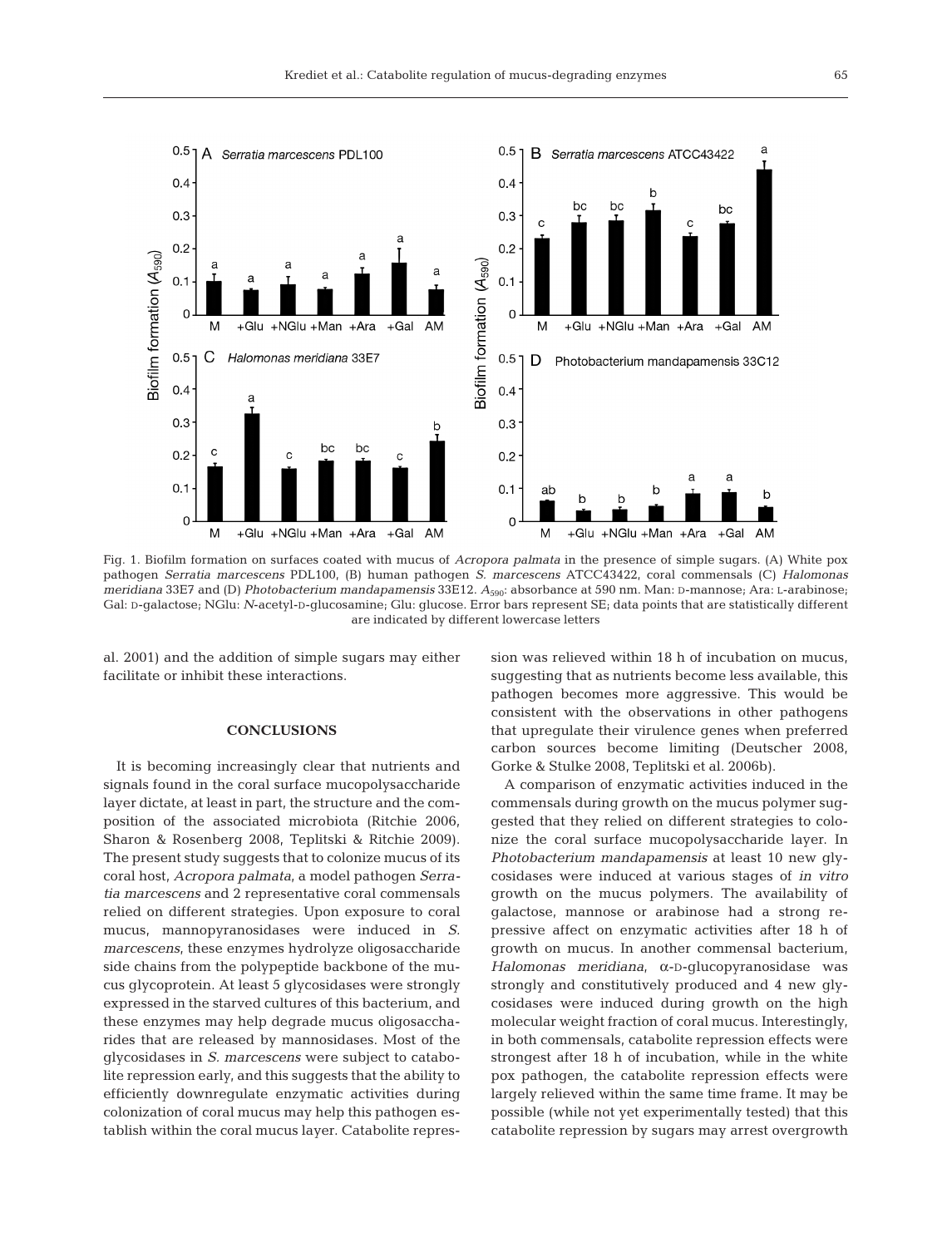Fig. 1. Biofilm formation on surfaces coated with mucus of *Acropora palmata* in the presence of simple sugars. (A) White pox pathogen *Serratia marcescens* PDL100, (B) human pathogen *S. marcescens* ATCC43422, coral commensals (C) *Halomonas meridiana* 33E7 and (D) *Photobacterium mandapamensis* 33E12. $A_{590}$: absorbance at 590 nm. Man: D-mannose; Ara: L-arabinose; Gal: D-galactose; NGlu: *N*-acetyl-D-glucosamine; Glu: glucose. Error bars represent SE; data points that are statistically different are indicated by different lowercase letters

al. 2001) and the addition of simple sugars may either facilitate or inhibit these interactions.

## CONCLUSIONS

It is becoming increasingly clear that nutrients and signals found in the coral surface mucopolysaccharide layer dictate, at least in part, the structure and the composition of the associated microbiota (Ritchie 2006, Sharon & Rosenberg 2008, Teplitski & Ritchie 2009). The present study suggests that to colonize mucus of its coral host, *Acropora palmata*, a model pathogen *Serratia marcescens* and 2 representative coral commensals relied on different strategies. Upon exposure to coral mucus, mannopyranosidases were induced in *S. marcescens*, these enzymes hydrolyze oligosaccharide side chains from the polypeptide backbone of the mucus glycoprotein. At least 5 glycosidases were strongly expressed in the starved cultures of this bacterium, and these enzymes may help degrade mucus oligosaccharides that are released by mannosidases. Most of the glycosidases in *S. marcescens* were subject to catabolite repression early, and this suggests that the ability to efficiently downregulate enzymatic activities during colonization of coral mucus may help this pathogen establish within the coral mucus layer. Catabolite repression was relieved within 18 h of incubation on mucus, suggesting that as nutrients become less available, this pathogen becomes more aggressive. This would be consistent with the observations in other pathogens that upregulate their virulence genes when preferred carbon sources become limiting (Deutscher 2008, Gorke & Stulke 2008, Teplitski et al. 2006b).

A comparison of enzymatic activities induced in the commensals during growth on the mucus polymer suggested that they relied on different strategies to colonize the coral surface mucopolysaccharide layer. In *Photobacterium mandapamensis* at least 10 new glycosidases were induced at various stages of *in vitro* growth on the mucus polymers. The availability of galactose, mannose or arabinose had a strong repressive affect on enzymatic activities after 18 h of growth on mucus. In another commensal bacterium, *Halomonas meridiana*, α-D-glucopyranosidase was strongly and constitutively produced and 4 new glycosidases were induced during growth on the high molecular weight fraction of coral mucus. Interestingly, in both commensals, catabolite repression effects were strongest after 18 h of incubation, while in the white pox pathogen, the catabolite repression effects were largely relieved within the same time frame. It may be possible (while not yet experimentally tested) that this catabolite repression by sugars may arrest overgrowth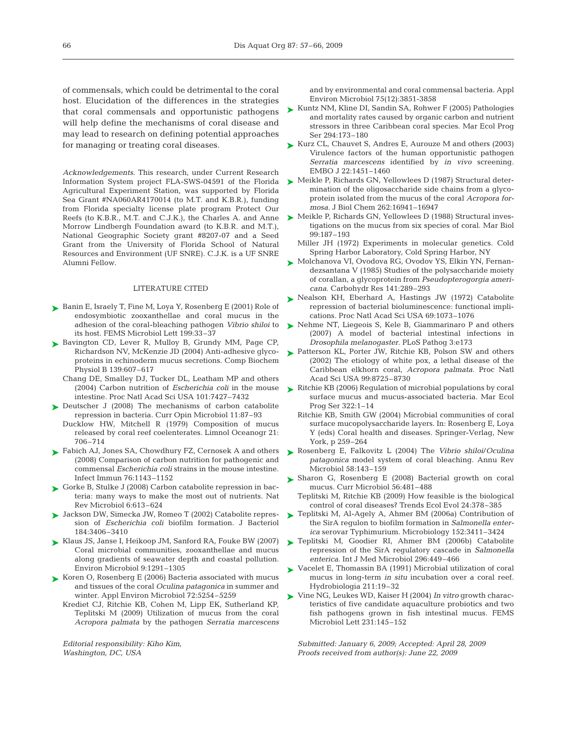of commensals, which could be detrimental to the coral host. Elucidation of the differences in the strategies that coral commensals and opportunistic pathogens will help define the mechanisms of coral disease and may lead to research on defining potential approaches for managing or treating coral diseases.

*Acknowledgements.* This research, under Current Research Information System project FLA-SWS-04591 of the Florida Agricultural Experiment Station, was supported by Florida Sea Grant #NA060AR4170014 (to M.T. and K.B.R.), funding from Florida specialty license plate program Protect Our Reefs (to K.B.R., M.T. and C.J.K.), the Charles A. and Anne Morrow Lindbergh Foundation award (to K.B.R. and M.T.), National Geographic Society grant #8207-07 and a Seed Grant from the University of Florida School of Natural Resources and Environment (UF SNRE). C.J.K. is a UF SNRE Alumni Fellow.

## LITERATURE CITED

- Banin E, Israely T, Fine M, Loya Y, Rosenberg E (2001) Role of endosymbiotic zooxanthellae and coral mucus in the adhesion of the coral-bleaching pathogen *Vibrio shiloi* to its host. FEMS Microbiol Lett 199:33–37
- Bavington CD, Lever R, Mulloy B, Grundy MM, Page CP, Richardson NV, McKenzie JD (2004) Anti-adhesive glycoproteins in echinoderm mucus secretions. Comp Biochem Physiol B 139:607–617
- Chang DE, Smalley DJ, Tucker DL, Leatham MP and others (2004) Carbon nutrition of *Escherichia coli* in the mouse intestine. Proc Natl Acad Sci USA 101:7427–7432
- Deutscher J (2008) The mechanisms of carbon catabolite repression in bacteria. Curr Opin Microbiol 11:87–93
- Ducklow HW, Mitchell R (1979) Composition of mucus released by coral reef coelenterates. Limnol Oceanogr 21: 706–714
- Fabich AJ, Jones SA, Chowdhury FZ, Cernosek A and others (2008) Comparison of carbon nutrition for pathogenic and commensal *Escherichia coli* strains in the mouse intestine. Infect Immun 76:1143–1152
- Gorke B, Stulke J (2008) Carbon catabolite repression in bacteria: many ways to make the most out of nutrients. Nat Rev Microbiol 6:613–624
- Jackson DW, Simecka JW, Romeo T (2002) Catabolite repression of *Escherichia coli* biofilm formation. J Bacteriol 184:3406–3410
- Klaus JS, Janse I, Heikoop JM, Sanford RA, Fouke BW (2007) Coral microbial communities, zooxanthellae and mucus along gradients of seawater depth and coastal pollution. Environ Microbiol 9:1291–1305
- Koren O, Rosenberg E (2006) Bacteria associated with mucus and tissues of the coral *Oculina patagonica* in summer and winter. Appl Environ Microbiol 72:5254–5259
- Krediet CJ, Ritchie KB, Cohen M, Lipp EK, Sutherland KP, Teplitski M (2009) Utilization of mucus from the coral *Acropora palmata* by the pathogen *Serratia marcescens* and by environmental and coral commensal bacteria. Appl Environ Microbiol 75(12):3851-3858
- Kuntz NM, Kline DI, Sandin SA, Rohwer F (2005) Pathologies and mortality rates caused by organic carbon and nutrient stressors in three Caribbean coral species. Mar Ecol Prog Ser 294:173–180
- Kurz CL, Chauvet S, Andres E, Aurouze M and others (2003) Virulence factors of the human opportunistic pathogen *Serratia marcescens* identified by *in vivo* screening. EMBO J 22:1451–1460
- Meikle P, Richards GN, Yellowlees D (1987) Structural determination of the oligosaccharide side chains from a glycoprotein isolated from the mucus of the coral *Acropora formosa*. J Biol Chem 262:16941–16947
- Meikle P, Richards GN, Yellowlees D (1988) Structural investigations on the mucus from six species of coral. Mar Biol 99:187–193
- Miller JH (1972) Experiments in molecular genetics. Cold Spring Harbor Laboratory, Cold Spring Harbor, NY
- Molchanova VI, Ovodova RG, Ovodov YS, Elkin YN, Fernandezsantana V (1985) Studies of the polysaccharide moiety of corallan, a glycoprotein from *Pseudopterogorgia americana*. Carbohydr Res 141:289–293
- Nealson KH, Eberhard A, Hastings JW (1972) Catabolite repression of bacterial bioluminescence: functional implications. Proc Natl Acad Sci USA 69:1073–1076
- Nehme NT, Liegeois S, Kele B, Giammarinaro P and others (2007) A model of bacterial intestinal infections in *Drosophila melanogaster*. PLoS Pathog 3:e173
- Patterson KL, Porter JW, Ritchie KB, Polson SW and others (2002) The etiology of white pox, a lethal disease of the Caribbean elkhorn coral, *Acropora palmata*. Proc Natl Acad Sci USA 99:8725–8730
- Ritchie KB (2006) Regulation of microbial populations by coral surface mucus and mucus-associated bacteria. Mar Ecol Prog Ser 322:1–14
- Ritchie KB, Smith GW (2004) Microbial communities of coral surface mucopolysaccharide layers. In: Rosenberg E, Loya Y (eds) Coral health and diseases. Springer-Verlag, New York, p 259–264
- Rosenberg E, Falkovitz L (2004) The *Vibrio shiloi*/*Oculina patagonica* model system of coral bleaching. Annu Rev Microbiol 58:143–159
- Sharon G, Rosenberg E (2008) Bacterial growth on coral mucus. Curr Microbiol 56:481–488
- Teplitski M, Ritchie KB (2009) How feasible is the biological control of coral diseases? Trends Ecol Evol 24:378–385
- Teplitski M, Al-Agely A, Ahmer BM (2006a) Contribution of the SirA regulon to biofilm formation in *Salmonella enterica* serovar Typhimurium. Microbiology 152:3411–3424
- Teplitski M, Goodier RI, Ahmer BM (2006b) Catabolite repression of the SirA regulatory cascade in *Salmonella enterica*. Int J Med Microbiol 296:449–466
- Vacelet E, Thomassin BA (1991) Microbial utilization of coral mucus in long-term *in situ* incubation over a coral reef. Hydrobiologia 211:19–32
- Vine NG, Leukes WD, Kaiser H (2004) *In vitro* growth characteristics of five candidate aquaculture probiotics and two fish pathogens grown in fish intestinal mucus. FEMS Microbiol Lett 231:145–152

*Editorial responsibility: Kiho Kim, Washington, DC, USA*

*Submitted: January 6, 2009; Accepted: April 28, 2009*
*Proofs received from author(s): June 22, 2009*